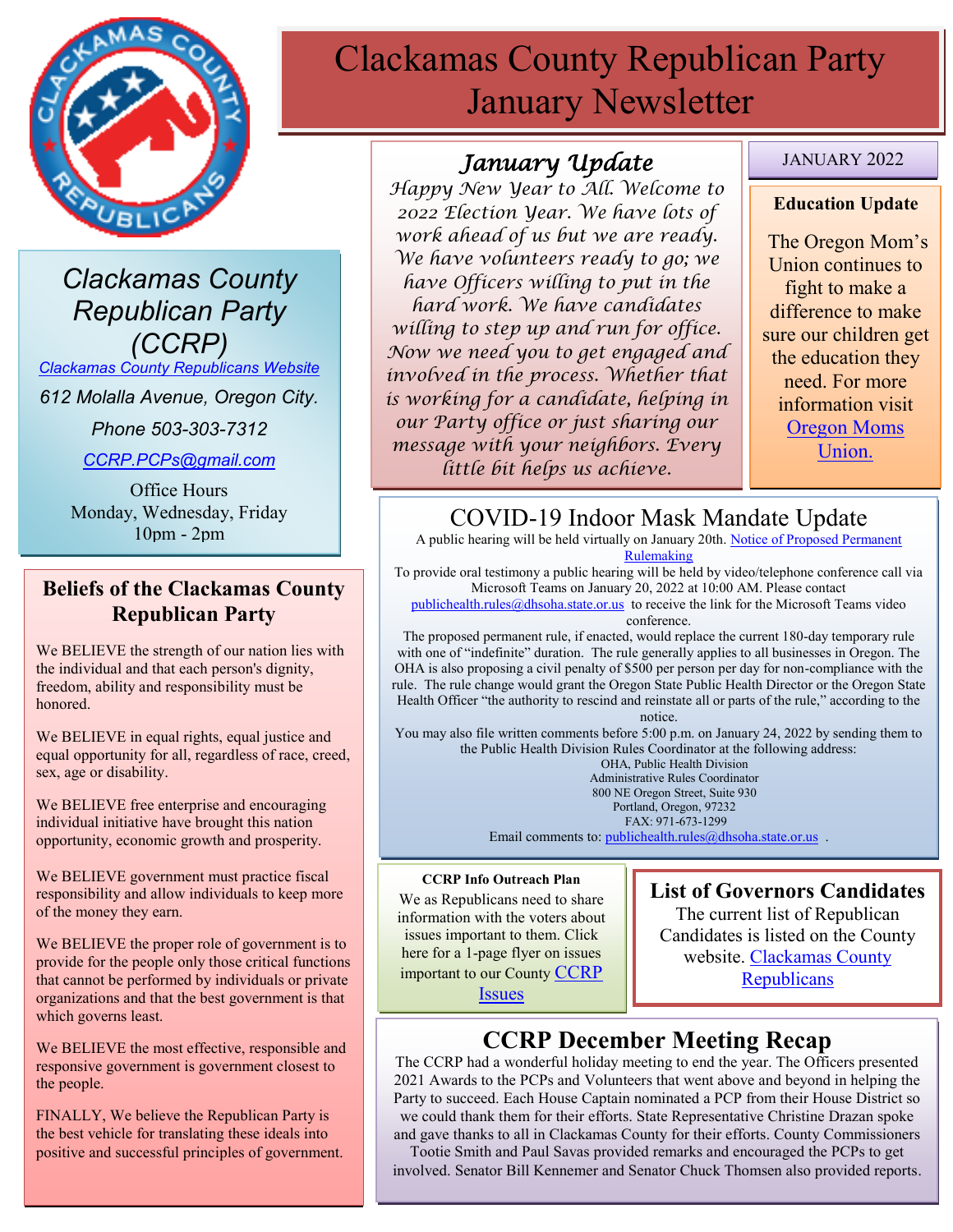# Clackamas County Republican Party January Newsletter

## Clackamas County Republican Party (CCRP)

Clackamas County Republicans Website

612 Molalla Avenue, Oregon City.

Phone 503-303-7312

CCRP.PCPs@gmail.com

Office Hours
Monday, Wednesday, Friday
10pm - 2pm

## Beliefs of the Clackamas County Republican Party

We BELIEVE the strength of our nation lies with the individual and that each person's dignity, freedom, ability and responsibility must be honored.

We BELIEVE in equal rights, equal justice and equal opportunity for all, regardless of race, creed, sex, age or disability.

We BELIEVE free enterprise and encouraging individual initiative have brought this nation opportunity, economic growth and prosperity.

We BELIEVE government must practice fiscal responsibility and allow individuals to keep more of the money they earn.

We BELIEVE the proper role of government is to provide for the people only those critical functions that cannot be performed by individuals or private organizations and that the best government is that which governs least.

We BELIEVE the most effective, responsible and responsive government is government closest to the people.

FINALLY, We believe the Republican Party is the best vehicle for translating these ideals into positive and successful principles of government.

## *January Update*

*Happy New Year to All. Welcome to 2022 Election Year. We have lots of work ahead of us but we are ready. We have volunteers ready to go; we have Officers willing to put in the hard work. We have candidates willing to step up and run for office. Now we need you to get engaged and involved in the process. Whether that is working for a candidate, helping in our Party office or just sharing our message with your neighbors. Every little bit helps us achieve.*

JANUARY 2022

### Education Update

The Oregon Mom's Union continues to fight to make a difference to make sure our children get the education they need. For more information visit Oregon Moms Union.

## COVID-19 Indoor Mask Mandate Update

A public hearing will be held virtually on January 20th. Notice of Proposed Permanent Rulemaking

To provide oral testimony a public hearing will be held by video/telephone conference call via Microsoft Teams on January 20, 2022 at 10:00 AM. Please contact publichealth.rules@dhsoha.state.or.us to receive the link for the Microsoft Teams video conference.

The proposed permanent rule, if enacted, would replace the current 180-day temporary rule with one of "indefinite" duration. The rule generally applies to all businesses in Oregon. The OHA is also proposing a civil penalty of $500 per person per day for non-compliance with the rule. The rule change would grant the Oregon State Public Health Director or the Oregon State Health Officer "the authority to rescind and reinstate all or parts of the rule," according to the notice.

You may also file written comments before 5:00 p.m. on January 24, 2022 by sending them to the Public Health Division Rules Coordinator at the following address:

OHA, Public Health Division
Administrative Rules Coordinator
800 NE Oregon Street, Suite 930
Portland, Oregon, 97232
FAX: 971-673-1299

Email comments to: publichealth.rules@dhsoha.state.or.us .

### CCRP Info Outreach Plan

We as Republicans need to share information with the voters about issues important to them. Click here for a 1-page flyer on issues important to our County CCRP Issues

### List of Governors Candidates

The current list of Republican Candidates is listed on the County website. Clackamas County Republicans

## CCRP December Meeting Recap

The CCRP had a wonderful holiday meeting to end the year. The Officers presented 2021 Awards to the PCPs and Volunteers that went above and beyond in helping the Party to succeed. Each House Captain nominated a PCP from their House District so we could thank them for their efforts. State Representative Christine Drazan spoke and gave thanks to all in Clackamas County for their efforts. County Commissioners Tootie Smith and Paul Savas provided remarks and encouraged the PCPs to get involved. Senator Bill Kennemer and Senator Chuck Thomsen also provided reports.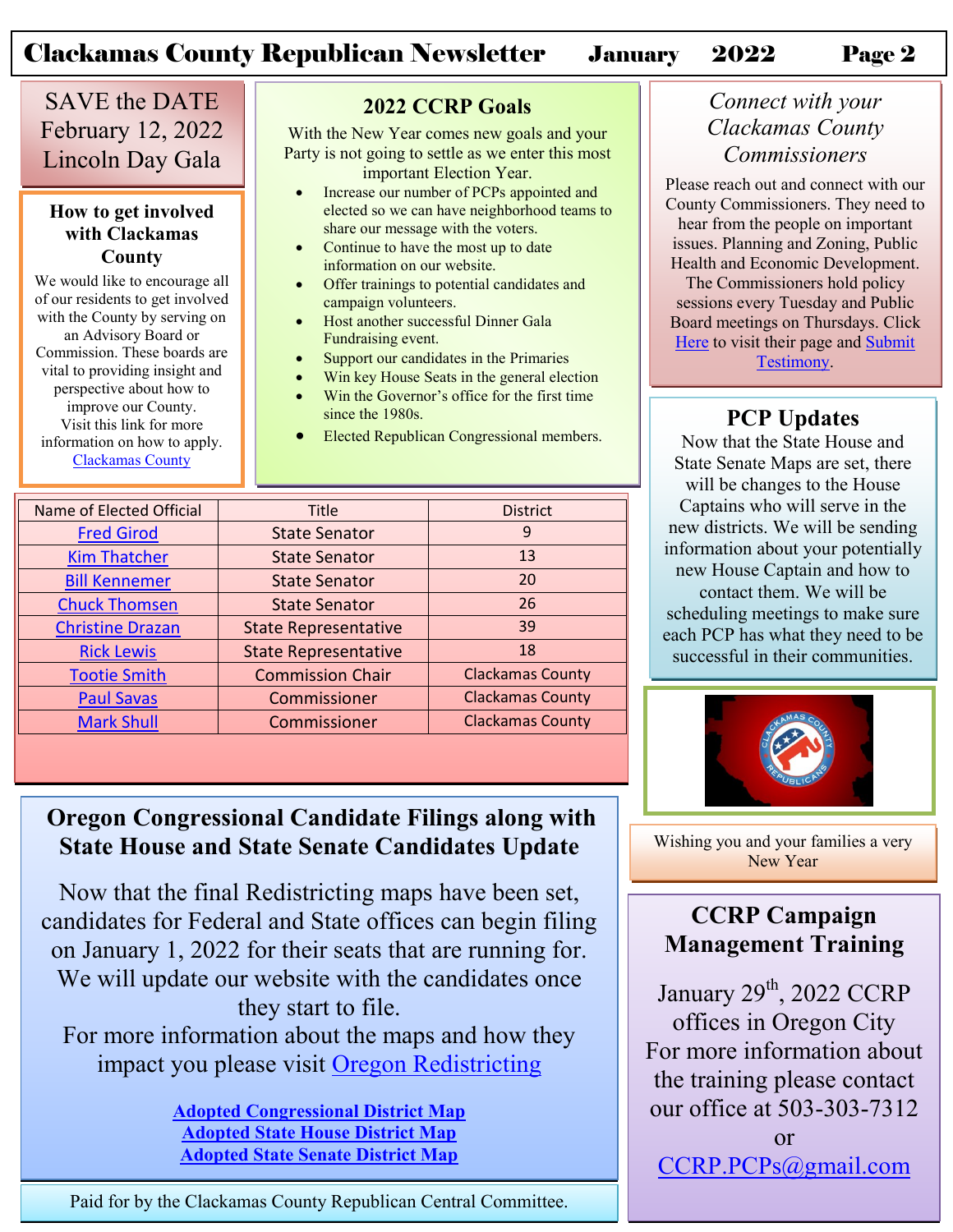## SAVE the DATE
## February 12, 2022
## Lincoln Day Gala

### How to get involved with Clackamas County

We would like to encourage all of our residents to get involved with the County by serving on an Advisory Board or Commission. These boards are vital to providing insight and perspective about how to improve our County. Visit this link for more information on how to apply. Clackamas County

### 2022 CCRP Goals

With the New Year comes new goals and your Party is not going to settle as we enter this most important Election Year.

- Increase our number of PCPs appointed and elected so we can have neighborhood teams to share our message with the voters.
- Continue to have the most up to date information on our website.
- Offer trainings to potential candidates and campaign volunteers.
- Host another successful Dinner Gala Fundraising event.
- Support our candidates in the Primaries
- Win key House Seats in the general election
- Win the Governor's office for the first time since the 1980s.
- Elected Republican Congressional members.

| Name of Elected Official | Title | District |
|---|---|---|
| Fred Girod | State Senator | 9 |
| Kim Thatcher | State Senator | 13 |
| Bill Kennemer | State Senator | 20 |
| Chuck Thomsen | State Senator | 26 |
| Christine Drazan | State Representative | 39 |
| Rick Lewis | State Representative | 18 |
| Tootie Smith | Commission Chair | Clackamas County |
| Paul Savas | Commissioner | Clackamas County |
| Mark Shull | Commissioner | Clackamas County |

### Oregon Congressional Candidate Filings along with State House and State Senate Candidates Update

Now that the final Redistricting maps have been set, candidates for Federal and State offices can begin filing on January 1, 2022 for their seats that are running for. We will update our website with the candidates once they start to file.
For more information about the maps and how they impact you please visit Oregon Redistricting

**Adopted Congressional District Map**
**Adopted State House District Map**
**Adopted State Senate District Map**

Paid for by the Clackamas County Republican Central Committee.

### *Connect with your Clackamas County Commissioners*

Please reach out and connect with our County Commissioners. They need to hear from the people on important issues. Planning and Zoning, Public Health and Economic Development. The Commissioners hold policy sessions every Tuesday and Public Board meetings on Thursdays. Click Here to visit their page and Submit Testimony.

### PCP Updates

Now that the State House and State Senate Maps are set, there will be changes to the House Captains who will serve in the new districts. We will be sending information about your potentially new House Captain and how to contact them. We will be scheduling meetings to make sure each PCP has what they need to be successful in their communities.

Wishing you and your families a very New Year

### CCRP Campaign Management Training

January 29th, 2022 CCRP offices in Oregon City
For more information about the training please contact our office at 503-303-7312 or
CCRP.PCPs@gmail.com